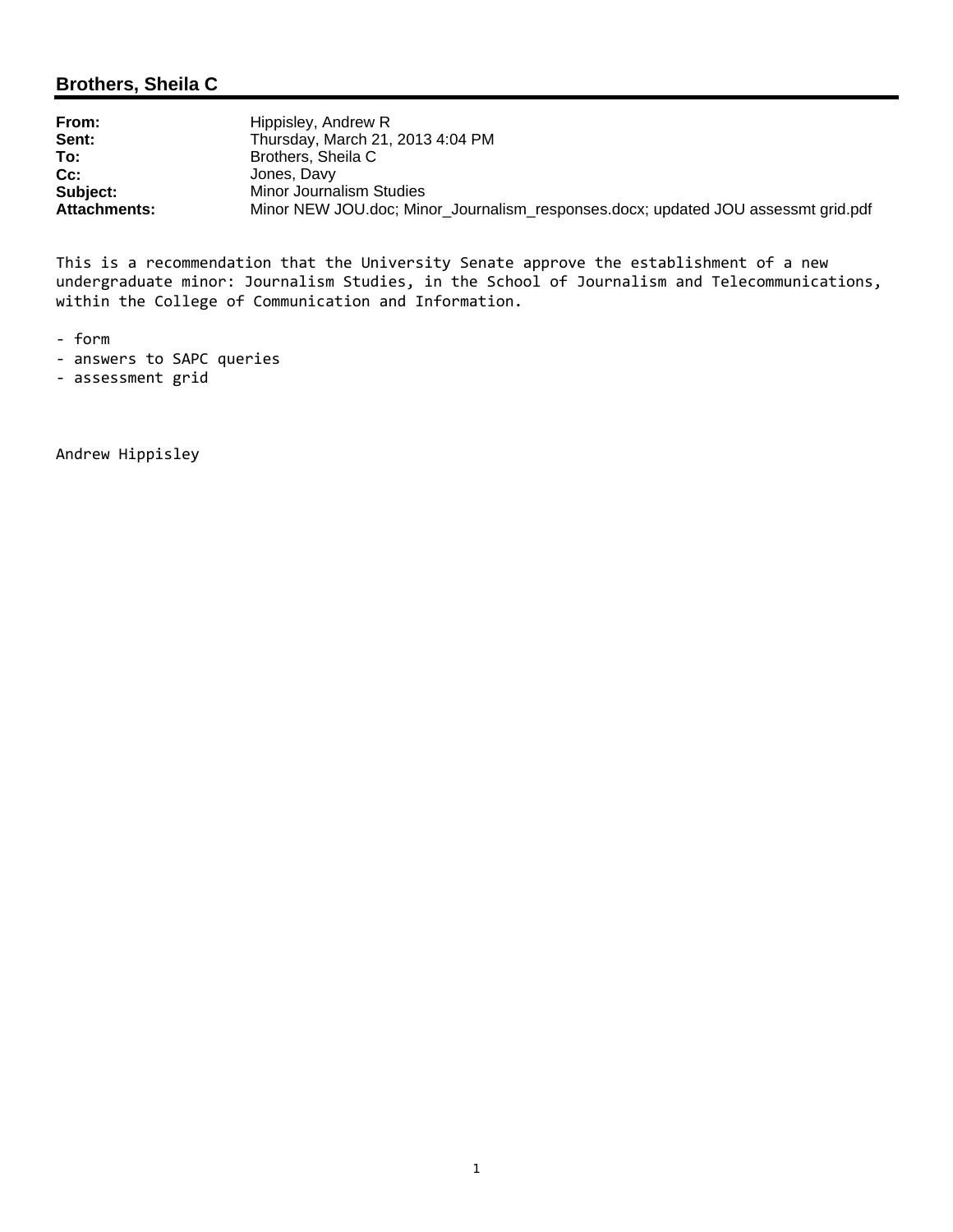# Brothers, Sheila C

| | |
|---|---|
| **From:** | Hippisley, Andrew R |
| **Sent:** | Thursday, March 21, 2013 4:04 PM |
| **To:** | Brothers, Sheila C |
| **Cc:** | Jones, Davy |
| **Subject:** | Minor Journalism Studies |
| **Attachments:** | Minor NEW JOU.doc; Minor_Journalism_responses.docx; updated JOU assessmt grid.pdf |

This is a recommendation that the University Senate approve the establishment of a new undergraduate minor: Journalism Studies, in the School of Journalism and Telecommunications, within the College of Communication and Information.

- form
- answers to SAPC queries
- assessment grid

Andrew Hippisley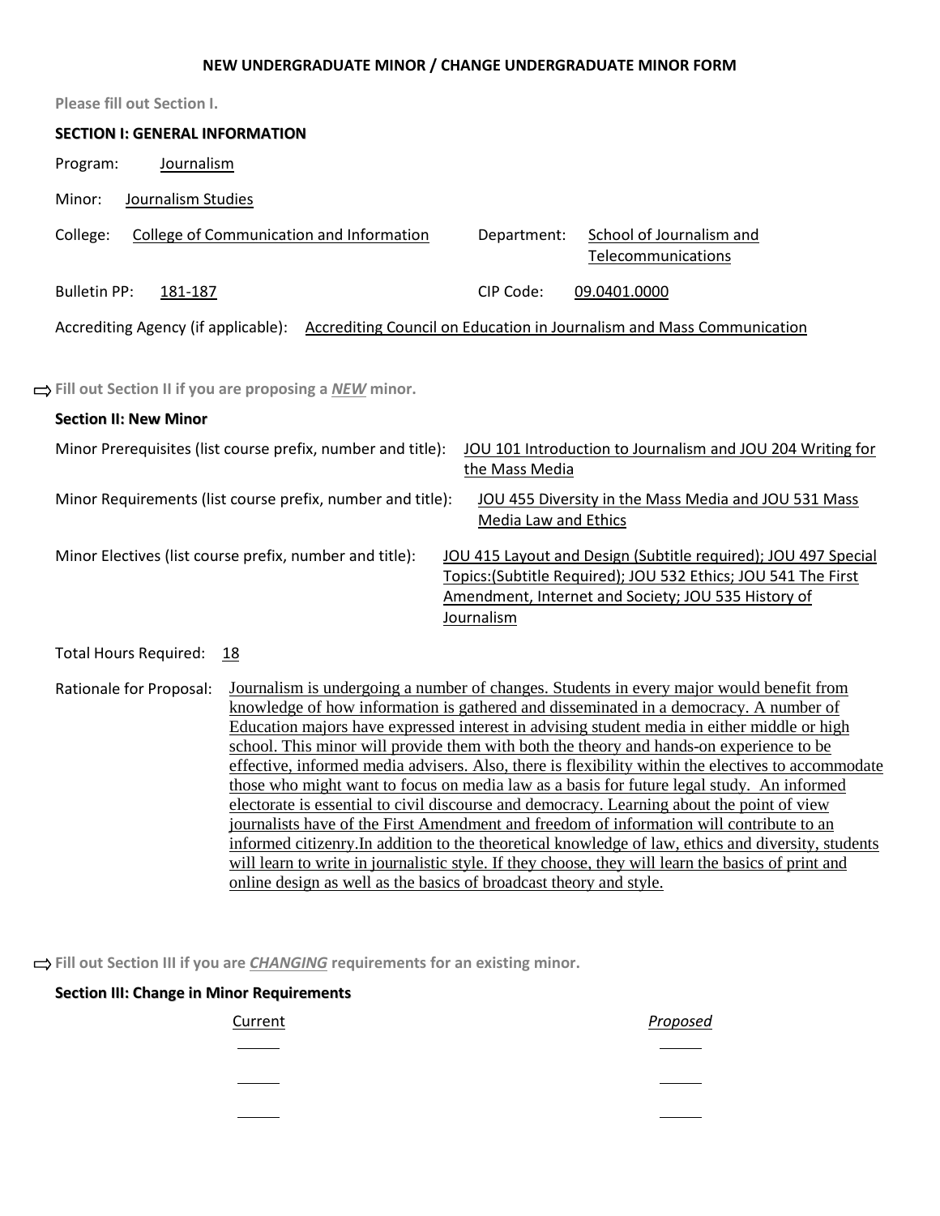**NEW UNDERGRADUATE MINOR / CHANGE UNDERGRADUATE MINOR FORM**

Please fill out Section I.

## SECTION I: GENERAL INFORMATION

Program: Journalism

Minor: Journalism Studies

College: College of Communication and Information  Department: School of Journalism and Telecommunications

Bulletin PP: 181-187  CIP Code: 09.0401.0000

Accrediting Agency (if applicable): Accrediting Council on Education in Journalism and Mass Communication

⇨ Fill out Section II if you are proposing a ***NEW*** minor.

## Section II: New Minor

Minor Prerequisites (list course prefix, number and title): JOU 101 Introduction to Journalism and JOU 204 Writing for the Mass Media

Minor Requirements (list course prefix, number and title): JOU 455 Diversity in the Mass Media and JOU 531 Mass Media Law and Ethics

Minor Electives (list course prefix, number and title): JOU 415 Layout and Design (Subtitle required); JOU 497 Special Topics:(Subtitle Required); JOU 532 Ethics; JOU 541 The First Amendment, Internet and Society; JOU 535 History of Journalism

Total Hours Required: 18

Rationale for Proposal: Journalism is undergoing a number of changes. Students in every major would benefit from knowledge of how information is gathered and disseminated in a democracy. A number of Education majors have expressed interest in advising student media in either middle or high school. This minor will provide them with both the theory and hands-on experience to be effective, informed media advisers. Also, there is flexibility within the electives to accommodate those who might want to focus on media law as a basis for future legal study. An informed electorate is essential to civil discourse and democracy. Learning about the point of view journalists have of the First Amendment and freedom of information will contribute to an informed citizenry.In addition to the theoretical knowledge of law, ethics and diversity, students will learn to write in journalistic style. If they choose, they will learn the basics of print and online design as well as the basics of broadcast theory and style.

⇨ Fill out Section III if you are ***CHANGING*** requirements for an existing minor.

## Section III: Change in Minor Requirements

| Current | *Proposed* |
|---|---|
| | |
| | |
| | |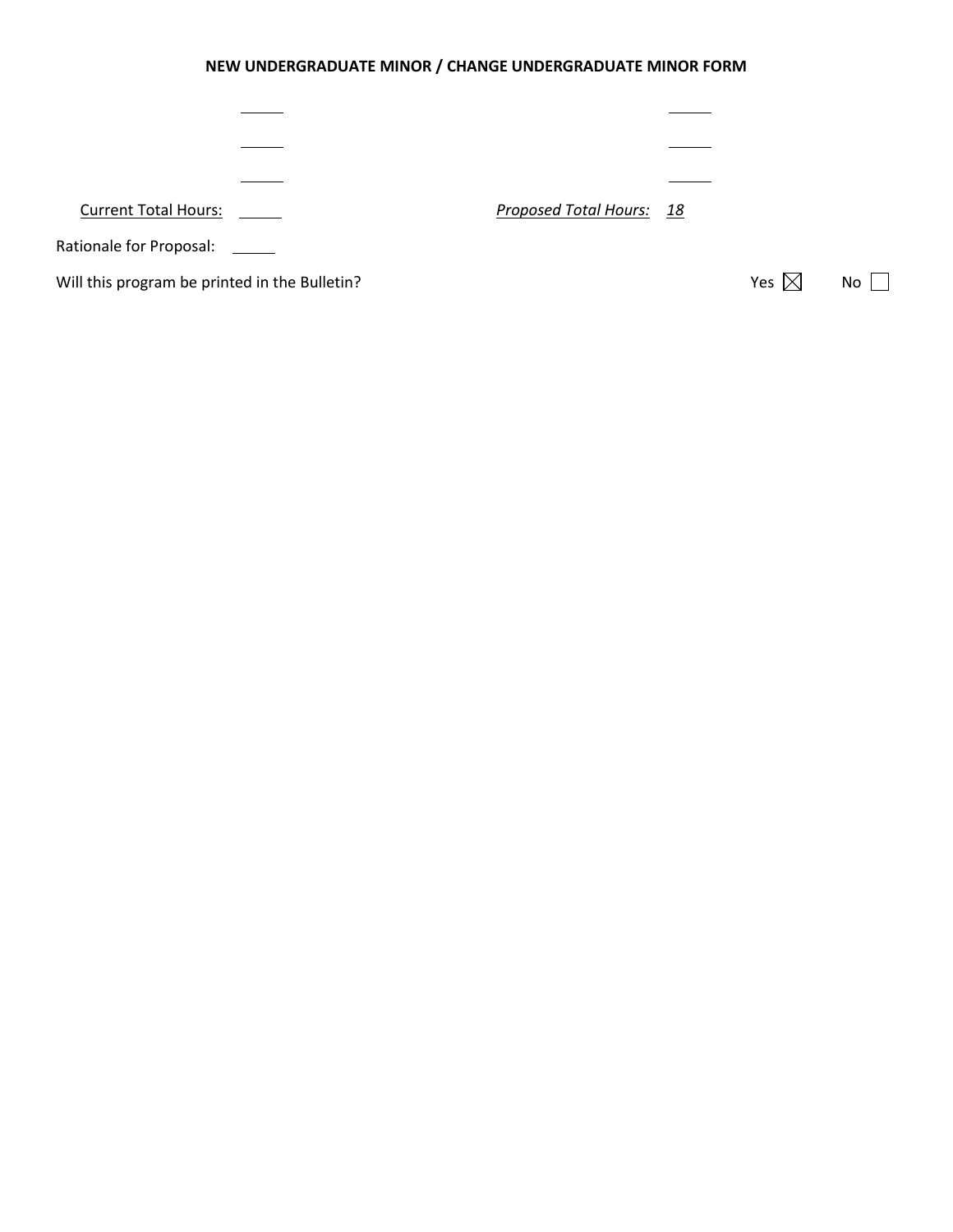**NEW UNDERGRADUATE MINOR / CHANGE UNDERGRADUATE MINOR FORM**

Current Total Hours: ______ *Proposed Total Hours:* *18*

Rationale for Proposal: ______

Will this program be printed in the Bulletin? Yes ☒ No ☐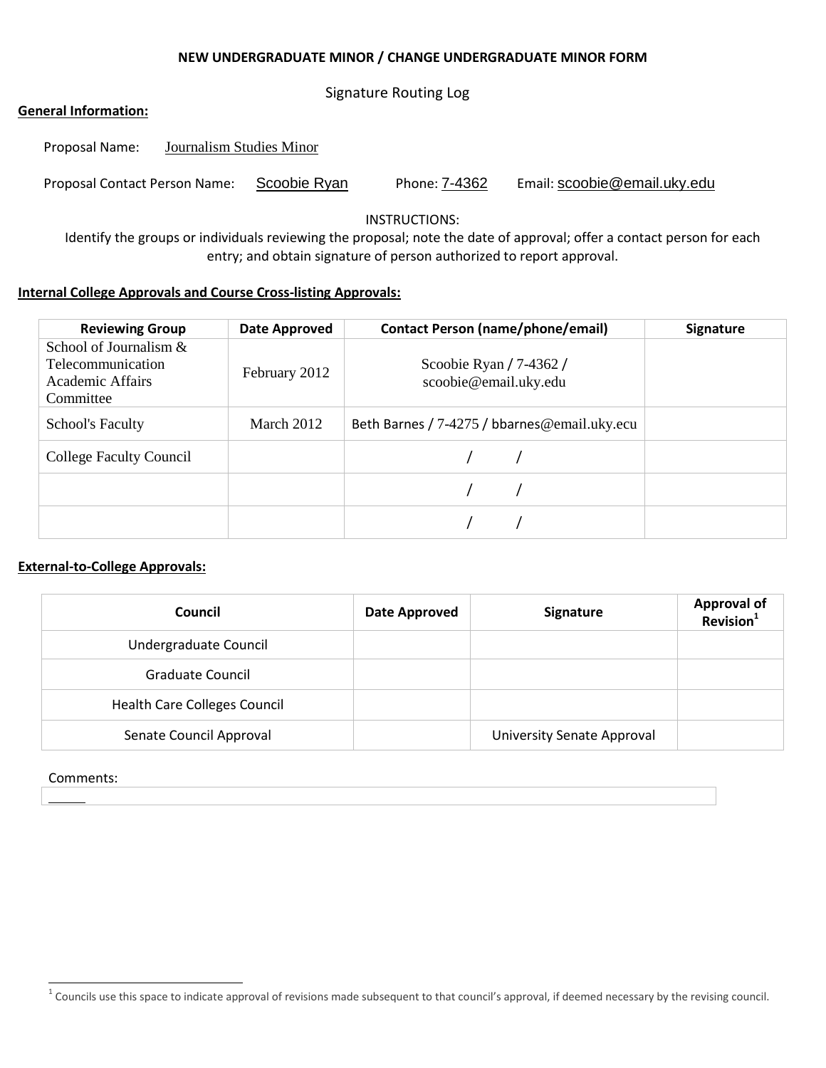**NEW UNDERGRADUATE MINOR / CHANGE UNDERGRADUATE MINOR FORM**

Signature Routing Log

**General Information:**

Proposal Name: Journalism Studies Minor

Proposal Contact Person Name: Scoobie Ryan Phone: 7-4362 Email: scoobie@email.uky.edu

INSTRUCTIONS:
Identify the groups or individuals reviewing the proposal; note the date of approval; offer a contact person for each entry; and obtain signature of person authorized to report approval.

**Internal College Approvals and Course Cross-listing Approvals:**

| Reviewing Group | Date Approved | Contact Person (name/phone/email) | Signature |
|---|---|---|---|
| School of Journalism & Telecommunication Academic Affairs Committee | February 2012 | Scoobie Ryan / 7-4362 / scoobie@email.uky.edu | |
| School's Faculty | March 2012 | Beth Barnes / 7-4275 / bbarnes@email.uky.ecu | |
| College Faculty Council | | / / | |
| | | / / | |
| | | / / | |

**External-to-College Approvals:**

| Council | Date Approved | Signature | Approval of Revision[1] |
|---|---|---|---|
| Undergraduate Council | | | |
| Graduate Council | | | |
| Health Care Colleges Council | | | |
| Senate Council Approval | | University Senate Approval | |

Comments:

[1] Councils use this space to indicate approval of revisions made subsequent to that council's approval, if deemed necessary by the revising council.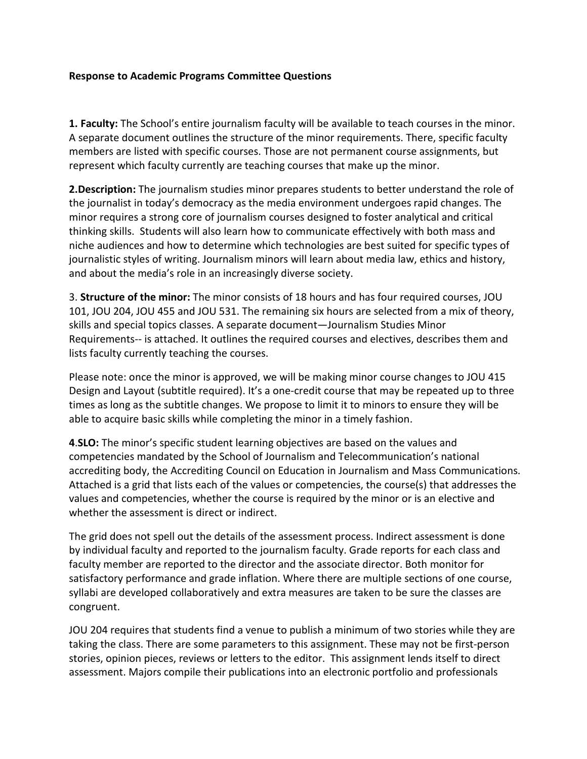**Response to Academic Programs Committee Questions**

**1. Faculty:** The School's entire journalism faculty will be available to teach courses in the minor. A separate document outlines the structure of the minor requirements. There, specific faculty members are listed with specific courses. Those are not permanent course assignments, but represent which faculty currently are teaching courses that make up the minor.

**2.Description:** The journalism studies minor prepares students to better understand the role of the journalist in today's democracy as the media environment undergoes rapid changes. The minor requires a strong core of journalism courses designed to foster analytical and critical thinking skills. Students will also learn how to communicate effectively with both mass and niche audiences and how to determine which technologies are best suited for specific types of journalistic styles of writing. Journalism minors will learn about media law, ethics and history, and about the media's role in an increasingly diverse society.

3. **Structure of the minor:** The minor consists of 18 hours and has four required courses, JOU 101, JOU 204, JOU 455 and JOU 531. The remaining six hours are selected from a mix of theory, skills and special topics classes. A separate document—Journalism Studies Minor Requirements-- is attached. It outlines the required courses and electives, describes them and lists faculty currently teaching the courses.

Please note: once the minor is approved, we will be making minor course changes to JOU 415 Design and Layout (subtitle required). It's a one-credit course that may be repeated up to three times as long as the subtitle changes. We propose to limit it to minors to ensure they will be able to acquire basic skills while completing the minor in a timely fashion.

**4**.**SLO:** The minor's specific student learning objectives are based on the values and competencies mandated by the School of Journalism and Telecommunication's national accrediting body, the Accrediting Council on Education in Journalism and Mass Communications. Attached is a grid that lists each of the values or competencies, the course(s) that addresses the values and competencies, whether the course is required by the minor or is an elective and whether the assessment is direct or indirect.

The grid does not spell out the details of the assessment process. Indirect assessment is done by individual faculty and reported to the journalism faculty. Grade reports for each class and faculty member are reported to the director and the associate director. Both monitor for satisfactory performance and grade inflation. Where there are multiple sections of one course, syllabi are developed collaboratively and extra measures are taken to be sure the classes are congruent.

JOU 204 requires that students find a venue to publish a minimum of two stories while they are taking the class. There are some parameters to this assignment. These may not be first-person stories, opinion pieces, reviews or letters to the editor. This assignment lends itself to direct assessment. Majors compile their publications into an electronic portfolio and professionals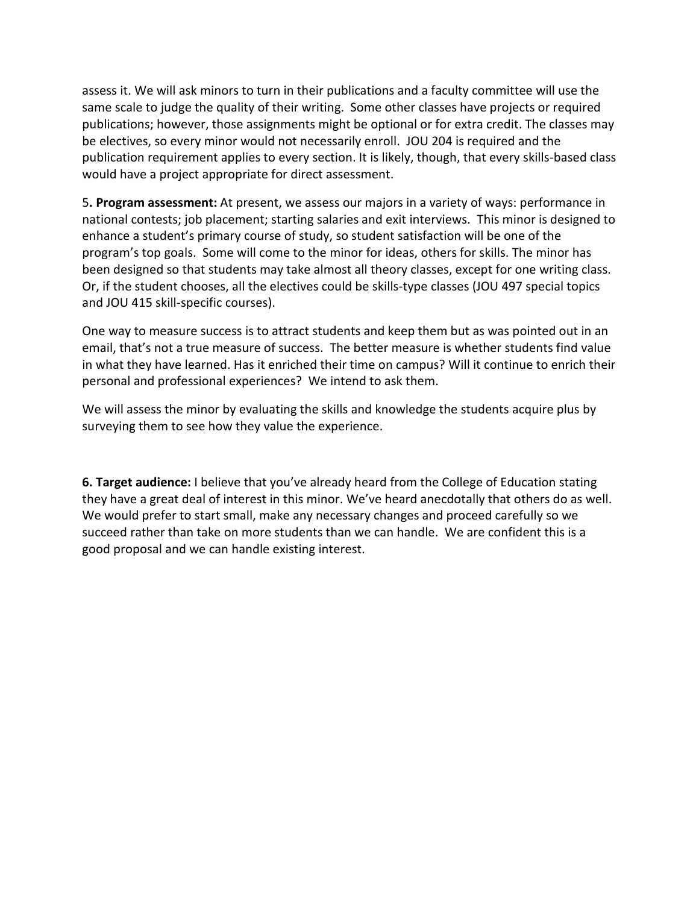assess it. We will ask minors to turn in their publications and a faculty committee will use the same scale to judge the quality of their writing. Some other classes have projects or required publications; however, those assignments might be optional or for extra credit. The classes may be electives, so every minor would not necessarily enroll. JOU 204 is required and the publication requirement applies to every section. It is likely, though, that every skills-based class would have a project appropriate for direct assessment.

5**. Program assessment:** At present, we assess our majors in a variety of ways: performance in national contests; job placement; starting salaries and exit interviews. This minor is designed to enhance a student's primary course of study, so student satisfaction will be one of the program's top goals. Some will come to the minor for ideas, others for skills. The minor has been designed so that students may take almost all theory classes, except for one writing class. Or, if the student chooses, all the electives could be skills-type classes (JOU 497 special topics and JOU 415 skill-specific courses).

One way to measure success is to attract students and keep them but as was pointed out in an email, that's not a true measure of success. The better measure is whether students find value in what they have learned. Has it enriched their time on campus? Will it continue to enrich their personal and professional experiences? We intend to ask them.

We will assess the minor by evaluating the skills and knowledge the students acquire plus by surveying them to see how they value the experience.

**6. Target audience:** I believe that you've already heard from the College of Education stating they have a great deal of interest in this minor. We've heard anecdotally that others do as well. We would prefer to start small, make any necessary changes and proceed carefully so we succeed rather than take on more students than we can handle. We are confident this is a good proposal and we can handle existing interest.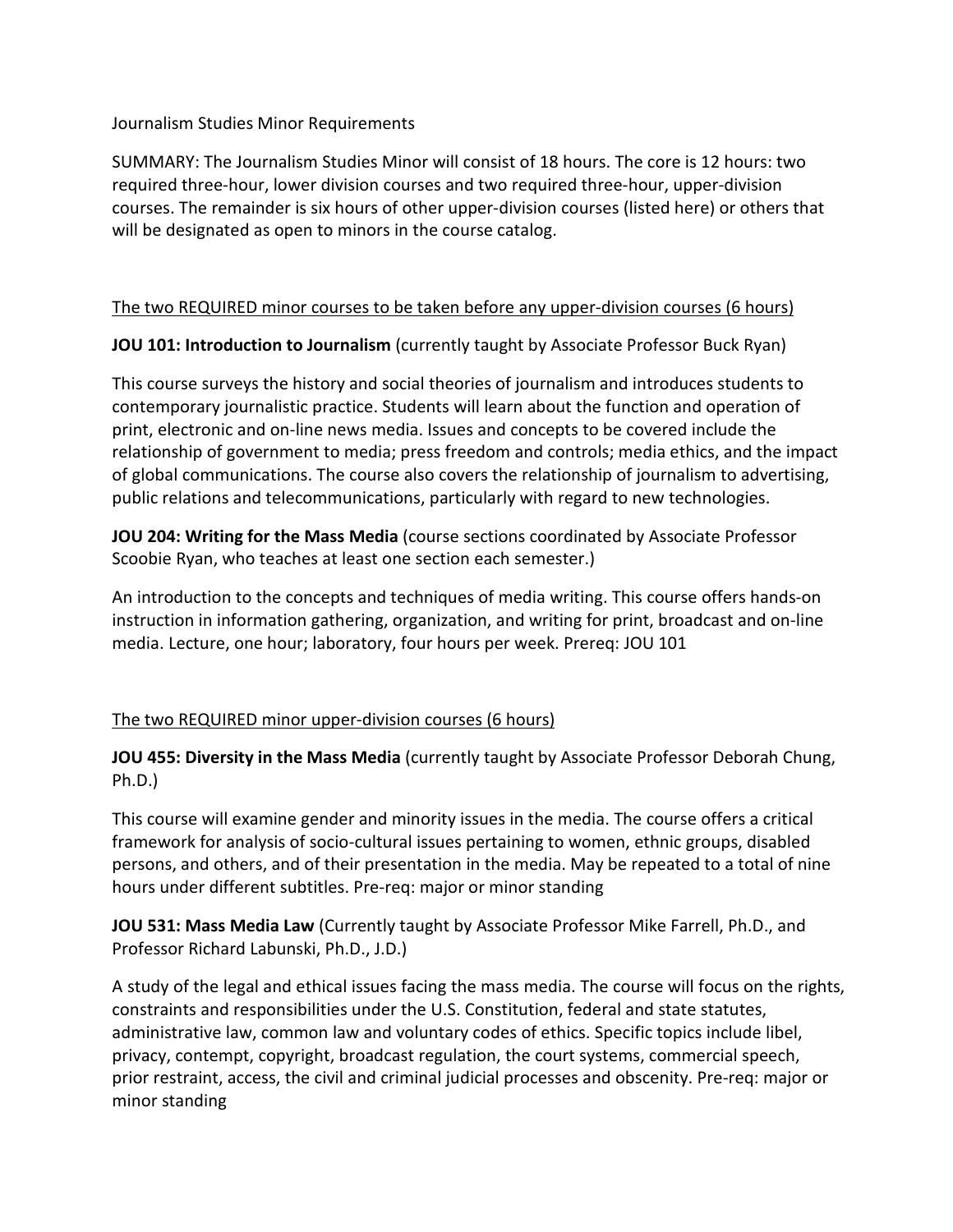# Journalism Studies Minor Requirements

SUMMARY: The Journalism Studies Minor will consist of 18 hours. The core is 12 hours: two required three-hour, lower division courses and two required three-hour, upper-division courses. The remainder is six hours of other upper-division courses (listed here) or others that will be designated as open to minors in the course catalog.

## The two REQUIRED minor courses to be taken before any upper-division courses (6 hours)

**JOU 101: Introduction to Journalism** (currently taught by Associate Professor Buck Ryan)

This course surveys the history and social theories of journalism and introduces students to contemporary journalistic practice. Students will learn about the function and operation of print, electronic and on-line news media. Issues and concepts to be covered include the relationship of government to media; press freedom and controls; media ethics, and the impact of global communications. The course also covers the relationship of journalism to advertising, public relations and telecommunications, particularly with regard to new technologies.

**JOU 204: Writing for the Mass Media** (course sections coordinated by Associate Professor Scoobie Ryan, who teaches at least one section each semester.)

An introduction to the concepts and techniques of media writing. This course offers hands-on instruction in information gathering, organization, and writing for print, broadcast and on-line media. Lecture, one hour; laboratory, four hours per week. Prereq: JOU 101

## The two REQUIRED minor upper-division courses (6 hours)

**JOU 455: Diversity in the Mass Media** (currently taught by Associate Professor Deborah Chung, Ph.D.)

This course will examine gender and minority issues in the media. The course offers a critical framework for analysis of socio-cultural issues pertaining to women, ethnic groups, disabled persons, and others, and of their presentation in the media. May be repeated to a total of nine hours under different subtitles. Pre-req: major or minor standing

**JOU 531: Mass Media Law** (Currently taught by Associate Professor Mike Farrell, Ph.D., and Professor Richard Labunski, Ph.D., J.D.)

A study of the legal and ethical issues facing the mass media. The course will focus on the rights, constraints and responsibilities under the U.S. Constitution, federal and state statutes, administrative law, common law and voluntary codes of ethics. Specific topics include libel, privacy, contempt, copyright, broadcast regulation, the court systems, commercial speech, prior restraint, access, the civil and criminal judicial processes and obscenity. Pre-req: major or minor standing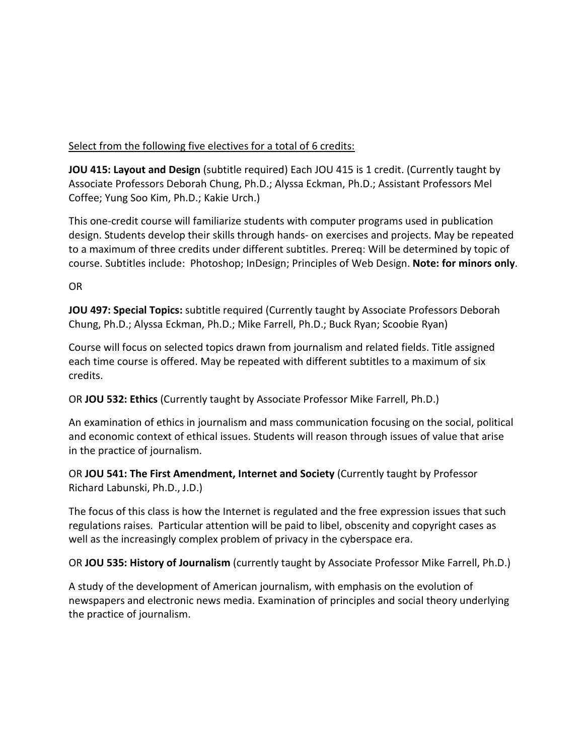Select from the following five electives for a total of 6 credits:

**JOU 415: Layout and Design** (subtitle required) Each JOU 415 is 1 credit. (Currently taught by Associate Professors Deborah Chung, Ph.D.; Alyssa Eckman, Ph.D.; Assistant Professors Mel Coffee; Yung Soo Kim, Ph.D.; Kakie Urch.)

This one-credit course will familiarize students with computer programs used in publication design. Students develop their skills through hands- on exercises and projects. May be repeated to a maximum of three credits under different subtitles. Prereq: Will be determined by topic of course. Subtitles include: Photoshop; InDesign; Principles of Web Design. **Note: for minors only**.

OR

**JOU 497: Special Topics:** subtitle required (Currently taught by Associate Professors Deborah Chung, Ph.D.; Alyssa Eckman, Ph.D.; Mike Farrell, Ph.D.; Buck Ryan; Scoobie Ryan)

Course will focus on selected topics drawn from journalism and related fields. Title assigned each time course is offered. May be repeated with different subtitles to a maximum of six credits.

OR **JOU 532: Ethics** (Currently taught by Associate Professor Mike Farrell, Ph.D.)

An examination of ethics in journalism and mass communication focusing on the social, political and economic context of ethical issues. Students will reason through issues of value that arise in the practice of journalism.

OR **JOU 541: The First Amendment, Internet and Society** (Currently taught by Professor Richard Labunski, Ph.D., J.D.)

The focus of this class is how the Internet is regulated and the free expression issues that such regulations raises. Particular attention will be paid to libel, obscenity and copyright cases as well as the increasingly complex problem of privacy in the cyberspace era.

OR **JOU 535: History of Journalism** (currently taught by Associate Professor Mike Farrell, Ph.D.)

A study of the development of American journalism, with emphasis on the evolution of newspapers and electronic news media. Examination of principles and social theory underlying the practice of journalism.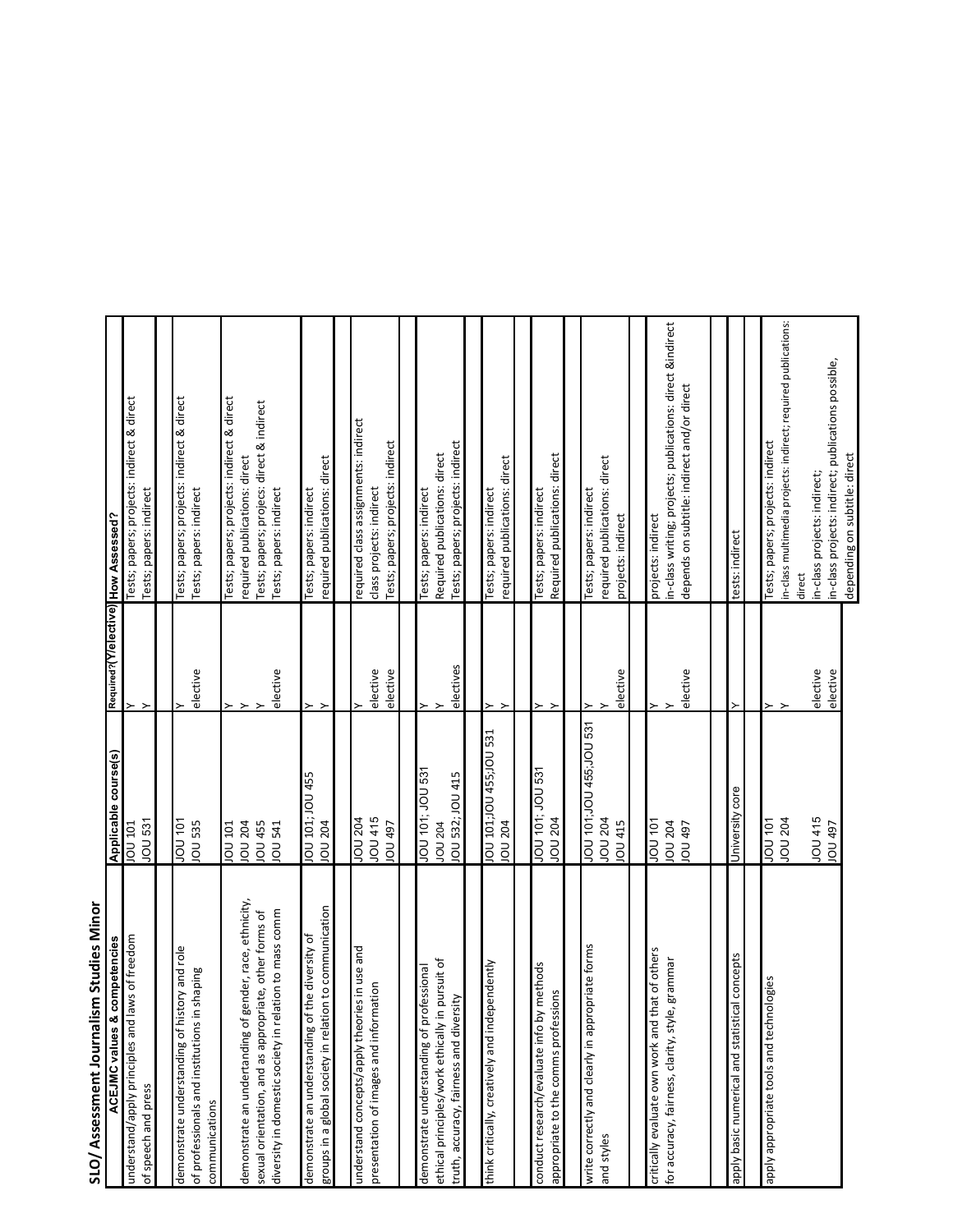## SLO/ Assessment Journalism Studies Minor

| ACEJMC values & competencies | Applicable course(s) | Required? (Y/elective) | How Assessed? |
|---|---|---|---|
| understand/apply principles and laws of freedom of speech and press | JOU 101 | Y | Tests; papers; projects: indirect & direct |
| | JOU 531 | Y | Tests; papers: indirect |
| | | | |
| demonstrate understanding of history and role of professionals and institutions in shaping communications | JOU 101 | Y | Tests; papers; projects: indirect & direct |
| | JOU 535 | elective | Tests; papers: indirect |
| | | | |
| demonstrate an undertanding of gender, race, ethnicity, sexual orientation, and as appropriate, other forms of diversity in domestic society in relation to mass comm | JOU 101 | Y | Tests; papers; projects: indirect & direct |
| | JOU 204 | Y | required publications: direct |
| | JOU 455 | Y | Tests; papers; projecs: direct & indirect |
| | JOU 541 | elective | Tests; papers: indirect |
| | | | |
| demonstrate an understanding of the diversity of groups in a global society in relation to communication | JOU 101; JOU 455 | Y | Tests; papers: indirect |
| | JOU 204 | Y | required publications: direct |
| | | | |
| understand concepts/apply theories in use and presentation of images and information | JOU 204 | Y | required class assignments: indirect |
| | JOU 415 | elective | class projects: indirect |
| | JOU 497 | elective | Tests; papers; projects: indirect |
| | | | |
| demonstrate understanding of professional ethical principles/work ethically in pursuit of truth, accuracy, fairness and diversity | JOU 101; JOU 531 | Y | Tests; papers: indirect |
| | JOU 204 | Y | Required publications: direct |
| | JOU 532; JOU 415 | electives | Tests; papers; projects: indirect |
| | | | |
| think critically, creatively and independently | JOU 101;JOU 455;JOU 531 | Y | Tests; papers: indirect |
| | JOU 204 | Y | required publications: direct |
| | | | |
| conduct research/evaluate info by methods appropriate to the comms professions | JOU 101; JOU 531 | Y | Tests; papers: indirect |
| | JOU 204 | Y | Required publications: direct |
| | | | |
| write correctly and clearly in appropriate forms and styles | JOU 101;JOU 455;JOU 531 | Y | Tests; papers: indirect |
| | JOU 204 | Y | required publications: direct |
| | JOU 415 | elective | projects: indirect |
| | | | |
| critically evaluate own work and that of others for accuracy, fairness, clarity, style, grammar | JOU 101 | Y | projects: indirect |
| | JOU 204 | Y | in-class writing; projects; publications: direct &indirect |
| | JOU 497 | elective | depends on subtitle: indirect and/or direct |
| | | | |
| apply basic numerical and statistical concepts | University core | Y | tests: indirect |
| | | | |
| apply appropriate tools and technologies | JOU 101 | Y | Tests; papers; projects: indirect |
| | JOU 204 | Y | in-class multimedia projects: indirect; required publications: direct |
| | JOU 415 | elective | in-class projects: indirect; |
| | JOU 497 | elective | in-class projects: indirect; publications possible, depending on subtitle: direct |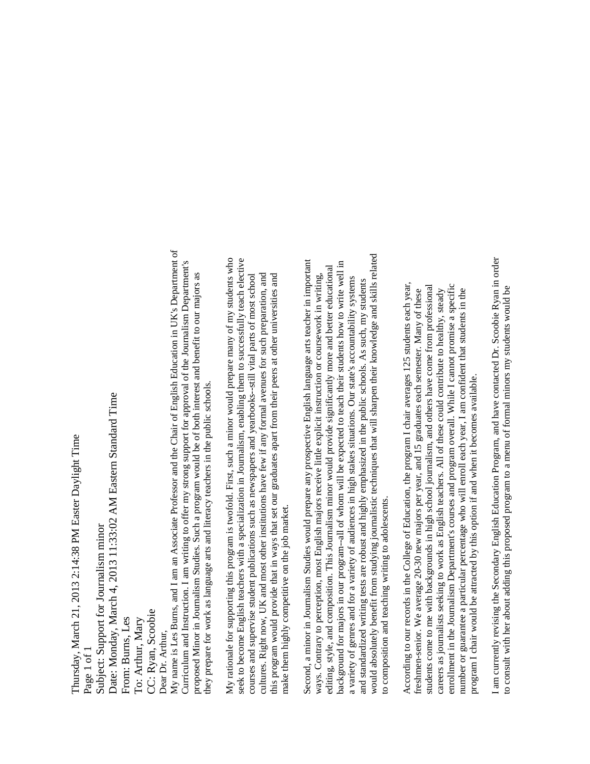Thursday, March 21, 2013 2:14:38 PM Easter Daylight Time

Subject: Support for Journalism minor
Date: Monday, March 4, 2013 11:33:02 AM Eastern Standard Time
From: Burns, Les
To: Arthur, Mary
CC: Ryan, Scoobie

Dear Dr. Arthur,

My name is Les Burns, and I am an Associate Professor and the Chair of English Education in UK's Department of Curriculum and Instruction. I am writing to offer my strong support for approval of the Journalism Department's proposed Minor in Journalism Studies. Such a program would be of both interest and benefit to our majors as they prepare for work as language arts and literacy teachers in the public schools.

My rationale for supporting this program is twofold. First, such a minor would prepare many of my students who seek to become English teachers with a specialization in Journalism, enabling them to successfully teach elective courses and supervise student publications such as newspapers and yearbooks--still vital parts of most school cultures. Right now, UK and most other institutions have few if any formal avenues for such preparation, and this program would provide that in ways that set our graduates apart from their peers at other universities and make them highly competitive on the job market.

Second, a minor in Journalism Studies would prepare any prospective English language arts teacher in important ways. Contrary to perception, most English majors receive little explicit instruction or coursework in writing, editing, style, and composition. This Journalism minor would provide significantly more and better educational background for majors in our program--all of whom will be expected to teach their students how to write well in a variety of genres and for a variety of audiences in high stakes situations. Our state's accountability systems and standardized writing tests are robust and highly emphasized in the public schools. As such, my students would absolutely benefit from studying journalistic techniques that will sharpen their knowledge and skills related to composition and teaching writing to adolescents.

According to our records in the College of Education, the program I chair averages 125 students each year, freshmen-senior. We average 20-30 new majors per year, and 15 graduates each semester. Many of these students come to me with backgrounds in high school journalism, and others have come from professional careers as journalists seeking to work as English teachers. All of these could contribute to healthy, steady enrollment in the Journalism Department's courses and program overall. While I cannot promise a specific number or guarantee a particular percentage who will enroll each year, I am confident that students in the program I chair would be attracted by this option if and when it becomes available.

I am currently revising the Secondary English Education Program, and have contacted Dr. Scoobie Ryan in order to consult with her about adding this proposed program to a menu of formal minors my students would be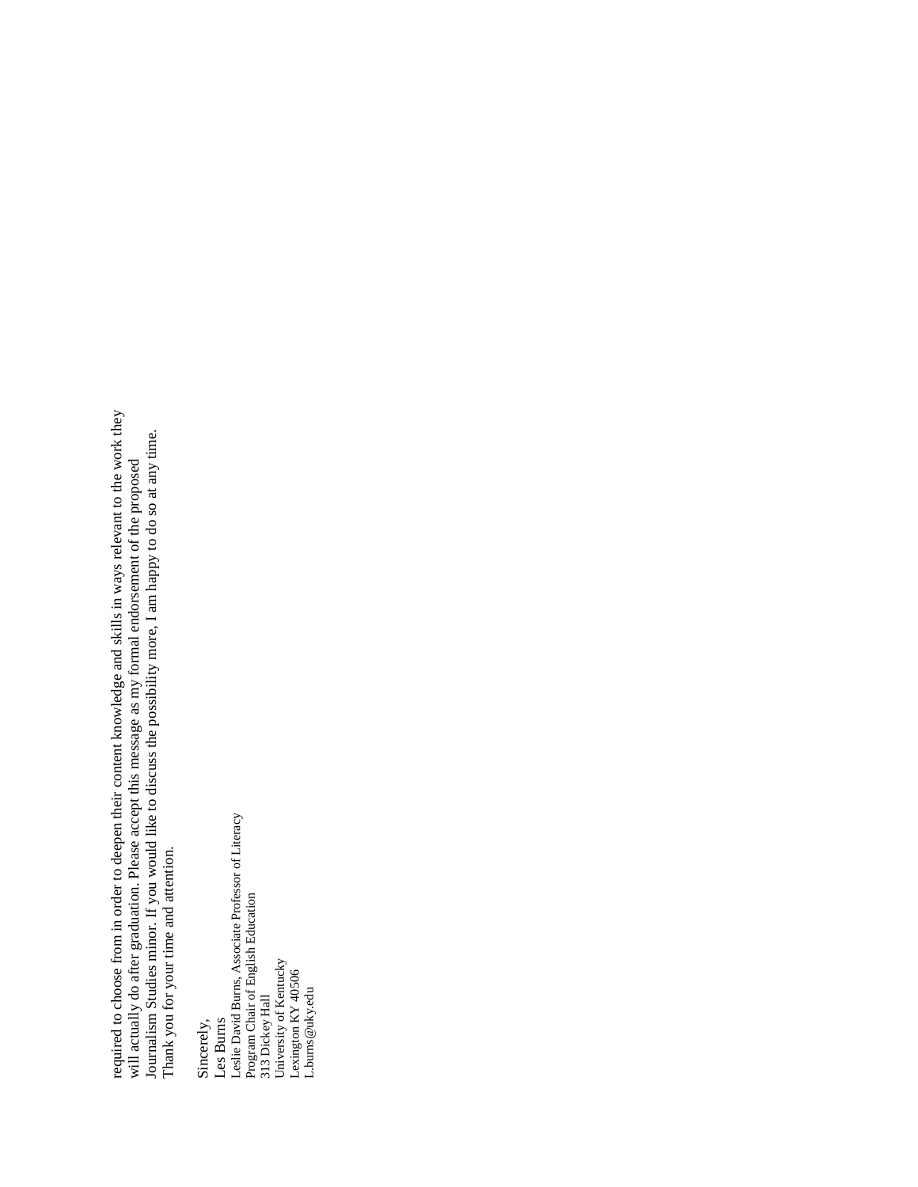required to choose from in order to deepen their content knowledge and skills in ways relevant to the work they will actually do after graduation. Please accept this message as my formal endorsement of the proposed Journalism Studies minor. If you would like to discuss the possibility more, I am happy to do so at any time. Thank you for your time and attention.

Sincerely,
Les Burns
Leslie David Burns, Associate Professor of Literacy
Program Chair of English Education
313 Dickey Hall
University of Kentucky
Lexington KY 40506
L.burns@uky.edu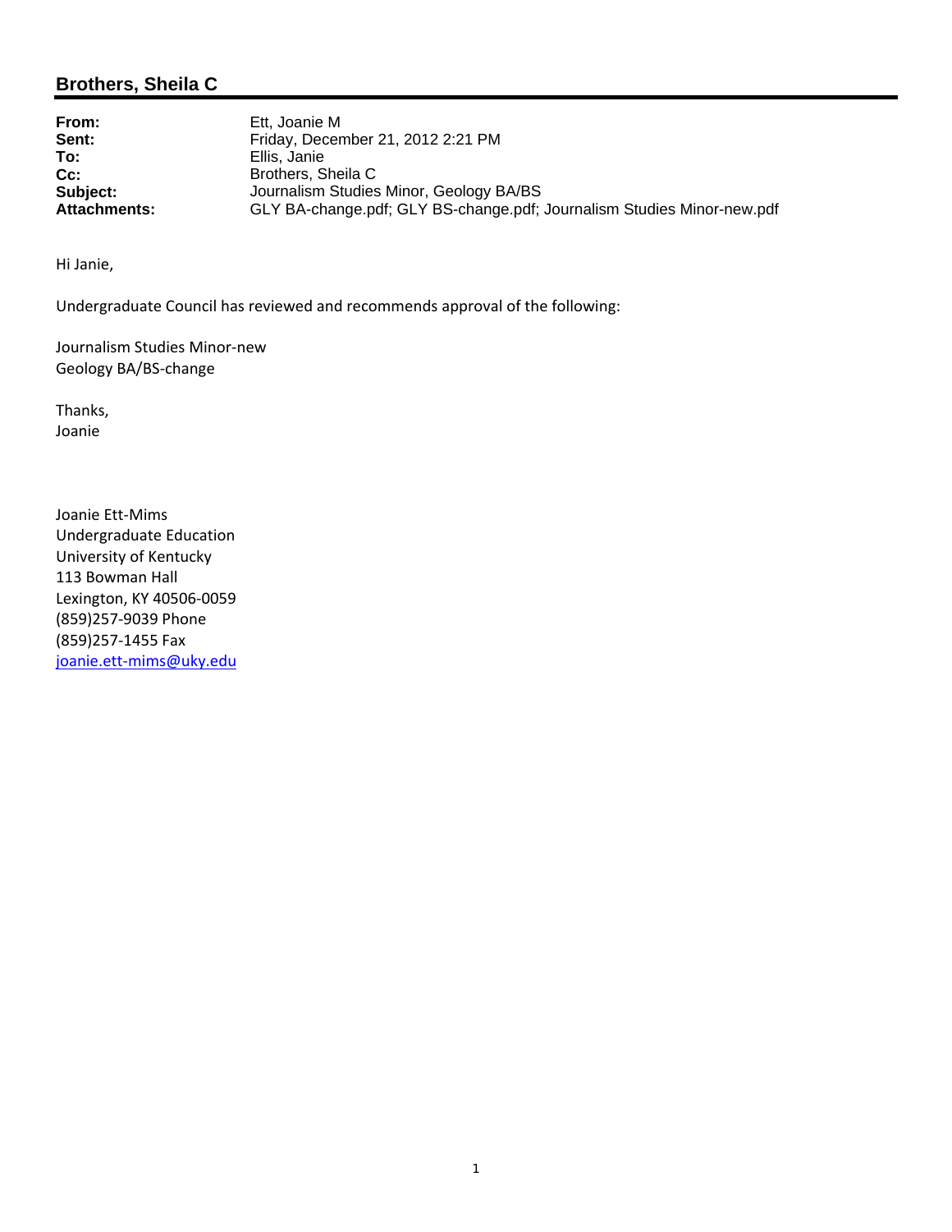## Brothers, Sheila C

| | |
|---|---|
| **From:** | Ett, Joanie M |
| **Sent:** | Friday, December 21, 2012 2:21 PM |
| **To:** | Ellis, Janie |
| **Cc:** | Brothers, Sheila C |
| **Subject:** | Journalism Studies Minor, Geology BA/BS |
| **Attachments:** | GLY BA-change.pdf; GLY BS-change.pdf; Journalism Studies Minor-new.pdf |

Hi Janie,

Undergraduate Council has reviewed and recommends approval of the following:

Journalism Studies Minor-new
Geology BA/BS-change

Thanks,
Joanie

Joanie Ett-Mims
Undergraduate Education
University of Kentucky
113 Bowman Hall
Lexington, KY 40506-0059
(859)257-9039 Phone
(859)257-1455 Fax
joanie.ett-mims@uky.edu